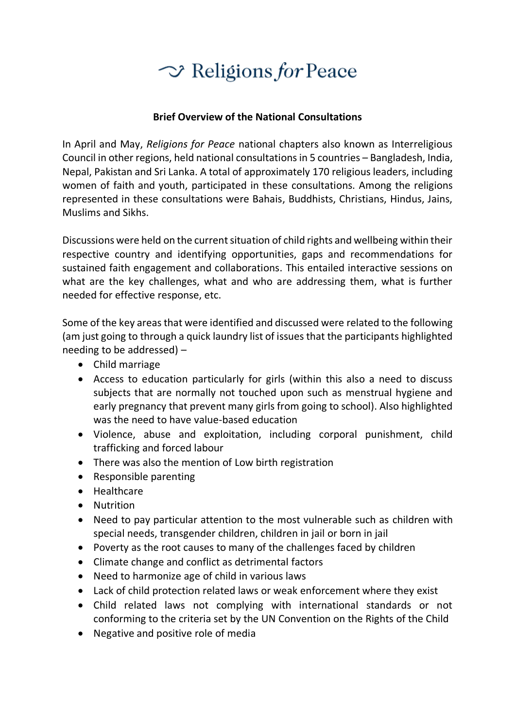# Religions *for* Peace

**Brief Overview of the National Consultations**

In April and May, *Religions for Peace* national chapters also known as Interreligious Council in other regions, held national consultations in 5 countries – Bangladesh, India, Nepal, Pakistan and Sri Lanka. A total of approximately 170 religious leaders, including women of faith and youth, participated in these consultations. Among the religions represented in these consultations were Bahais, Buddhists, Christians, Hindus, Jains, Muslims and Sikhs.

Discussions were held on the current situation of child rights and wellbeing within their respective country and identifying opportunities, gaps and recommendations for sustained faith engagement and collaborations. This entailed interactive sessions on what are the key challenges, what and who are addressing them, what is further needed for effective response, etc.

Some of the key areas that were identified and discussed were related to the following (am just going to through a quick laundry list of issues that the participants highlighted needing to be addressed) –

- Child marriage
- Access to education particularly for girls (within this also a need to discuss subjects that are normally not touched upon such as menstrual hygiene and early pregnancy that prevent many girls from going to school). Also highlighted was the need to have value-based education
- Violence, abuse and exploitation, including corporal punishment, child trafficking and forced labour
- There was also the mention of Low birth registration
- Responsible parenting
- Healthcare
- Nutrition
- Need to pay particular attention to the most vulnerable such as children with special needs, transgender children, children in jail or born in jail
- Poverty as the root causes to many of the challenges faced by children
- Climate change and conflict as detrimental factors
- Need to harmonize age of child in various laws
- Lack of child protection related laws or weak enforcement where they exist
- Child related laws not complying with international standards or not conforming to the criteria set by the UN Convention on the Rights of the Child
- Negative and positive role of media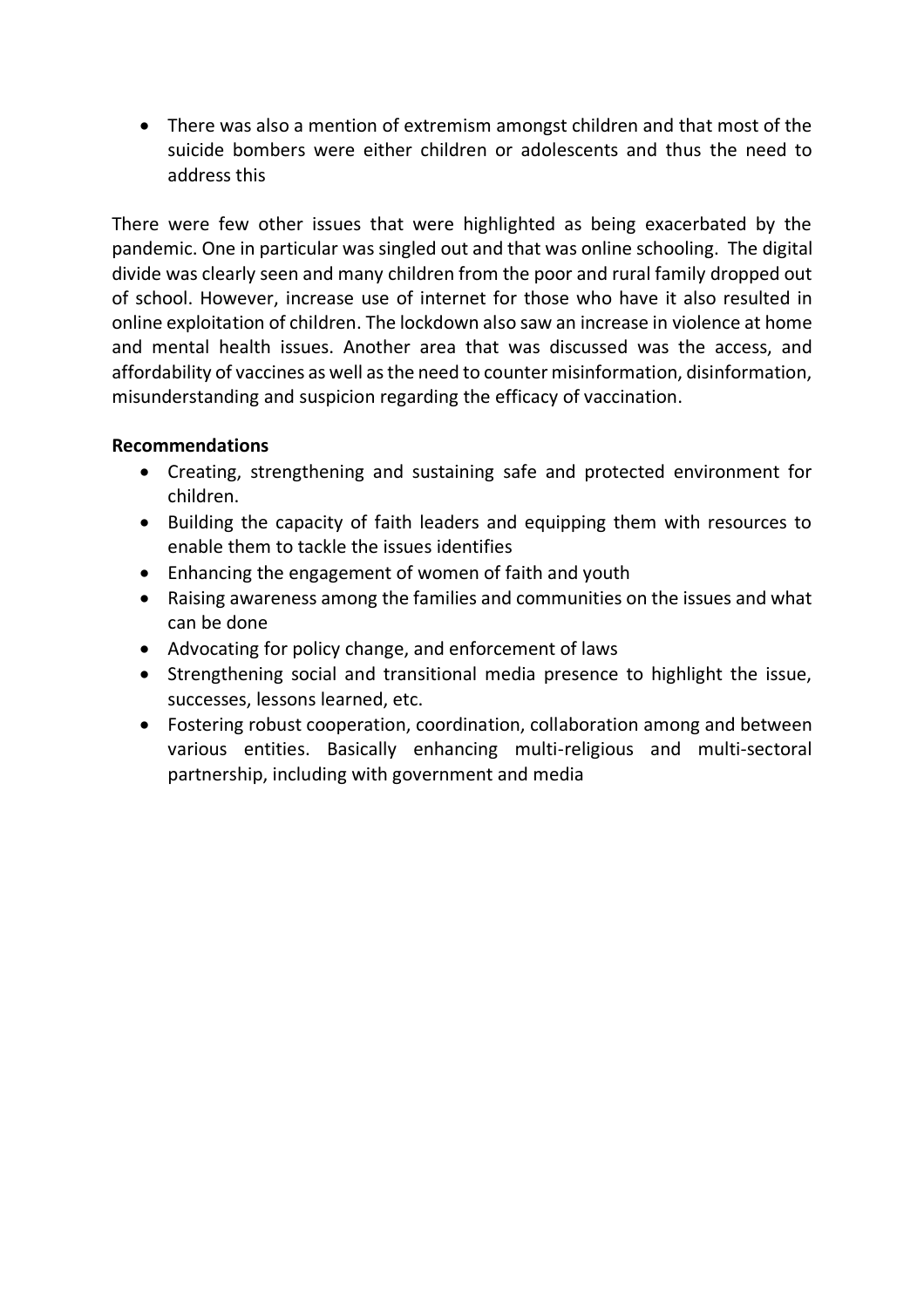- There was also a mention of extremism amongst children and that most of the suicide bombers were either children or adolescents and thus the need to address this

There were few other issues that were highlighted as being exacerbated by the pandemic. One in particular was singled out and that was online schooling. The digital divide was clearly seen and many children from the poor and rural family dropped out of school. However, increase use of internet for those who have it also resulted in online exploitation of children. The lockdown also saw an increase in violence at home and mental health issues. Another area that was discussed was the access, and affordability of vaccines as well as the need to counter misinformation, disinformation, misunderstanding and suspicion regarding the efficacy of vaccination.

**Recommendations**

- Creating, strengthening and sustaining safe and protected environment for children.
- Building the capacity of faith leaders and equipping them with resources to enable them to tackle the issues identifies
- Enhancing the engagement of women of faith and youth
- Raising awareness among the families and communities on the issues and what can be done
- Advocating for policy change, and enforcement of laws
- Strengthening social and transitional media presence to highlight the issue, successes, lessons learned, etc.
- Fostering robust cooperation, coordination, collaboration among and between various entities. Basically enhancing multi-religious and multi-sectoral partnership, including with government and media